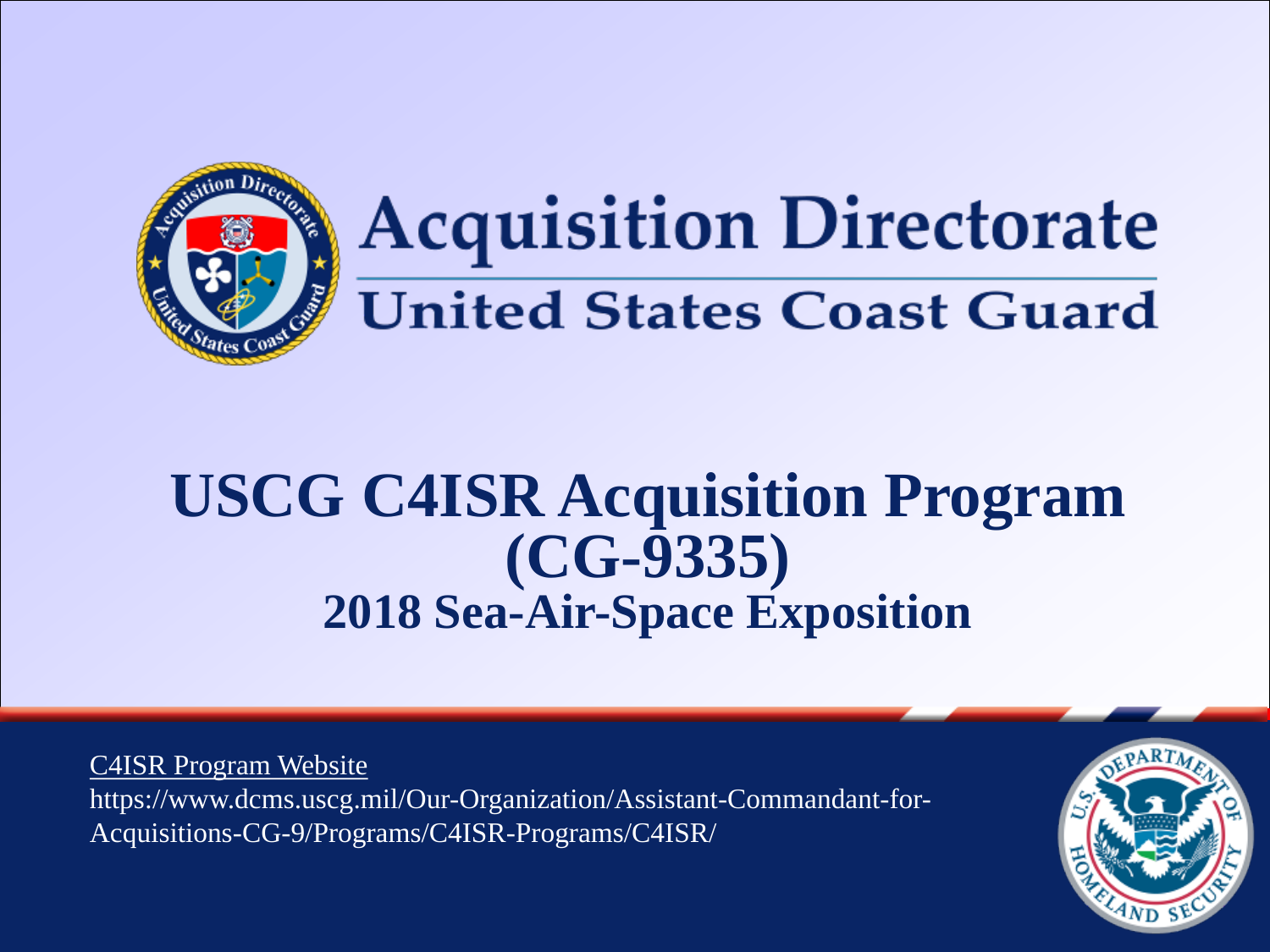# Acquisition Directorate

## United States Coast Guard

# USCG C4ISR Acquisition Program (CG-9335)

## 2018 Sea-Air-Space Exposition

C4ISR Program Website

https://www.dcms.uscg.mil/Our-Organization/Assistant-Commandant-for-Acquisitions-CG-9/Programs/C4ISR-Programs/C4ISR/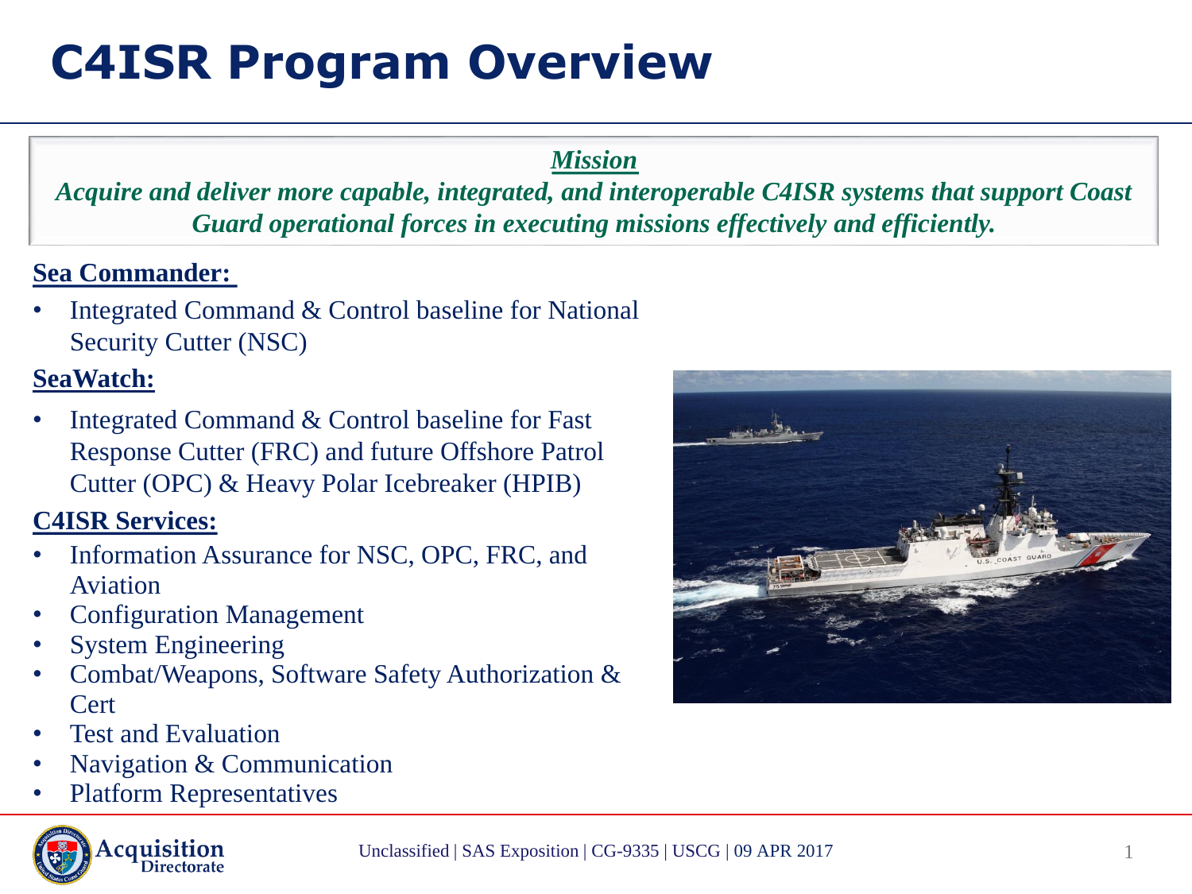# C4ISR Program Overview

***Mission***

***Acquire and deliver more capable, integrated, and interoperable C4ISR systems that support Coast Guard operational forces in executing missions effectively and efficiently.***

**Sea Commander:**

- Integrated Command & Control baseline for National Security Cutter (NSC)

**SeaWatch:**

- Integrated Command & Control baseline for Fast Response Cutter (FRC) and future Offshore Patrol Cutter (OPC) & Heavy Polar Icebreaker (HPIB)

**C4ISR Services:**

- Information Assurance for NSC, OPC, FRC, and Aviation
- Configuration Management
- System Engineering
- Combat/Weapons, Software Safety Authorization & Cert
- Test and Evaluation
- Navigation & Communication
- Platform Representatives

Unclassified | SAS Exposition | CG-9335 | USCG | 09 APR 2017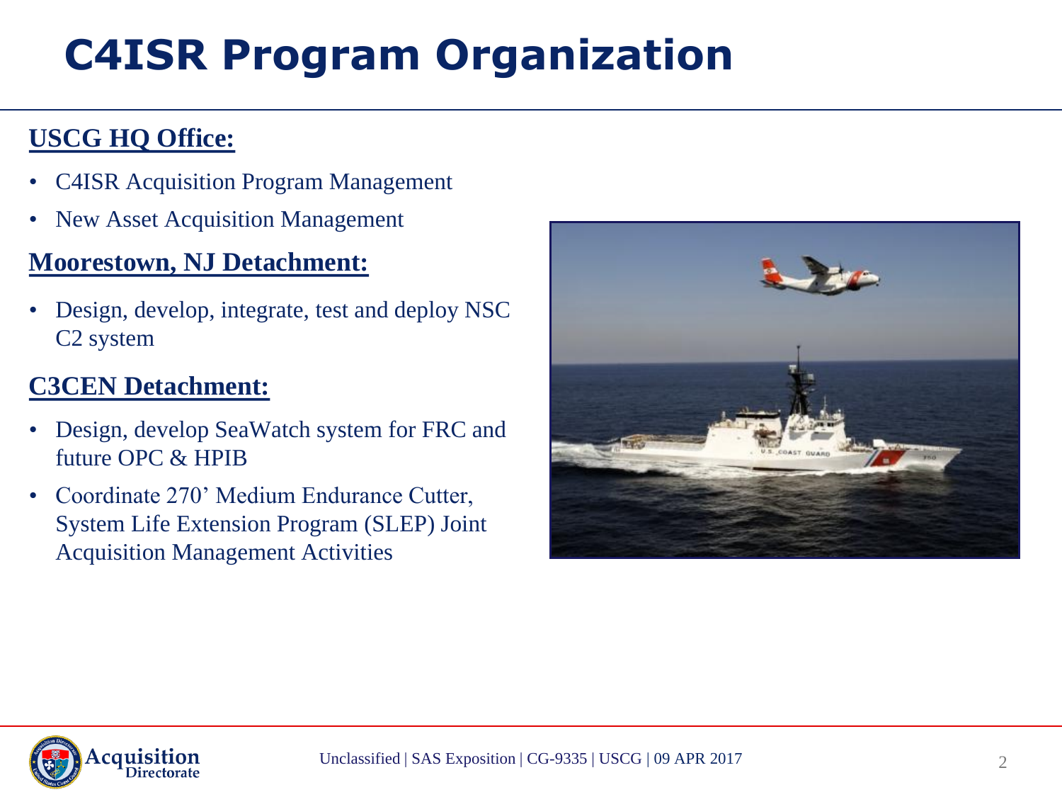# C4ISR Program Organization

## USCG HQ Office:

- C4ISR Acquisition Program Management
- New Asset Acquisition Management

## Moorestown, NJ Detachment:

- Design, develop, integrate, test and deploy NSC C2 system

## C3CEN Detachment:

- Design, develop SeaWatch system for FRC and future OPC & HPIB
- Coordinate 270' Medium Endurance Cutter, System Life Extension Program (SLEP) Joint Acquisition Management Activities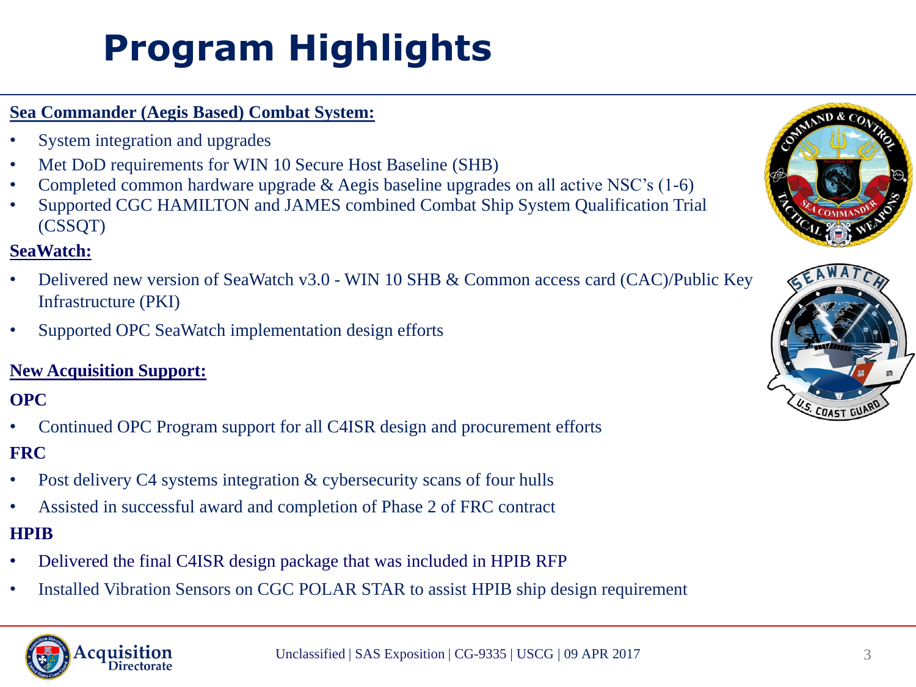# Program Highlights

**Sea Commander (Aegis Based) Combat System:**

- System integration and upgrades
- Met DoD requirements for WIN 10 Secure Host Baseline (SHB)
- Completed common hardware upgrade & Aegis baseline upgrades on all active NSC's (1-6)
- Supported CGC HAMILTON and JAMES combined Combat Ship System Qualification Trial (CSSQT)

**SeaWatch:**

- Delivered new version of SeaWatch v3.0 - WIN 10 SHB & Common access card (CAC)/Public Key Infrastructure (PKI)
- Supported OPC SeaWatch implementation design efforts

**New Acquisition Support:**

**OPC**

- Continued OPC Program support for all C4ISR design and procurement efforts

**FRC**

- Post delivery C4 systems integration & cybersecurity scans of four hulls
- Assisted in successful award and completion of Phase 2 of FRC contract

**HPIB**

- Delivered the final C4ISR design package that was included in HPIB RFP
- Installed Vibration Sensors on CGC POLAR STAR to assist HPIB ship design requirement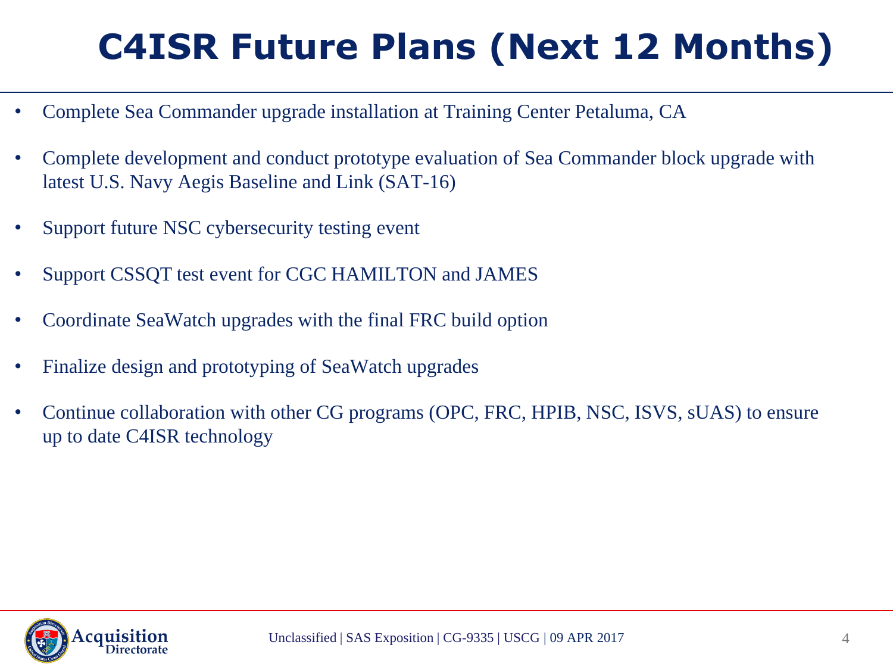# C4ISR Future Plans (Next 12 Months)

- Complete Sea Commander upgrade installation at Training Center Petaluma, CA
- Complete development and conduct prototype evaluation of Sea Commander block upgrade with latest U.S. Navy Aegis Baseline and Link (SAT-16)
- Support future NSC cybersecurity testing event
- Support CSSQT test event for CGC HAMILTON and JAMES
- Coordinate SeaWatch upgrades with the final FRC build option
- Finalize design and prototyping of SeaWatch upgrades
- Continue collaboration with other CG programs (OPC, FRC, HPIB, NSC, ISVS, sUAS) to ensure up to date C4ISR technology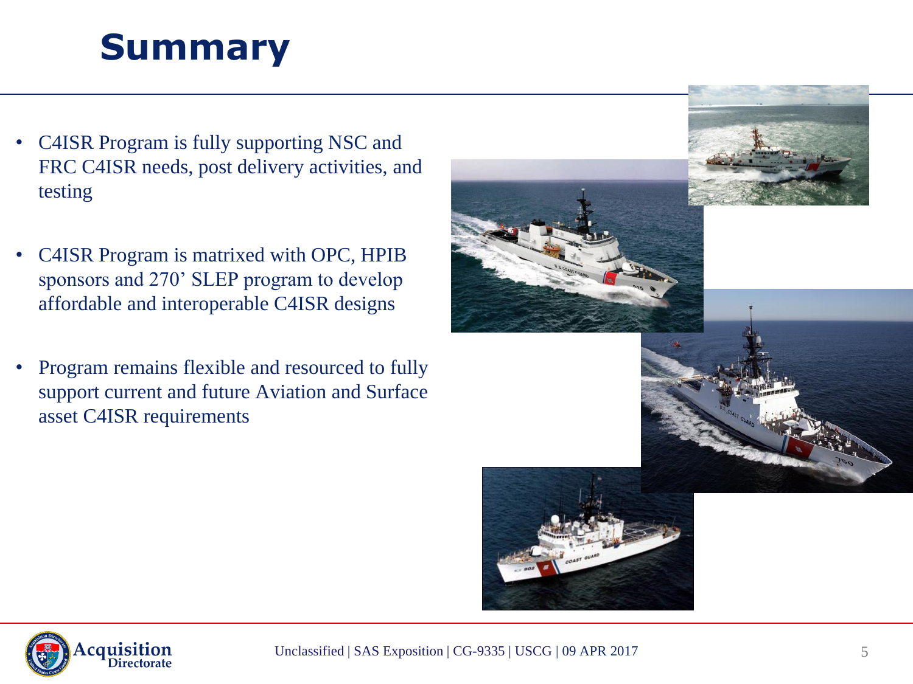# Summary

- C4ISR Program is fully supporting NSC and FRC C4ISR needs, post delivery activities, and testing
- C4ISR Program is matrixed with OPC, HPIB sponsors and 270' SLEP program to develop affordable and interoperable C4ISR designs
- Program remains flexible and resourced to fully support current and future Aviation and Surface asset C4ISR requirements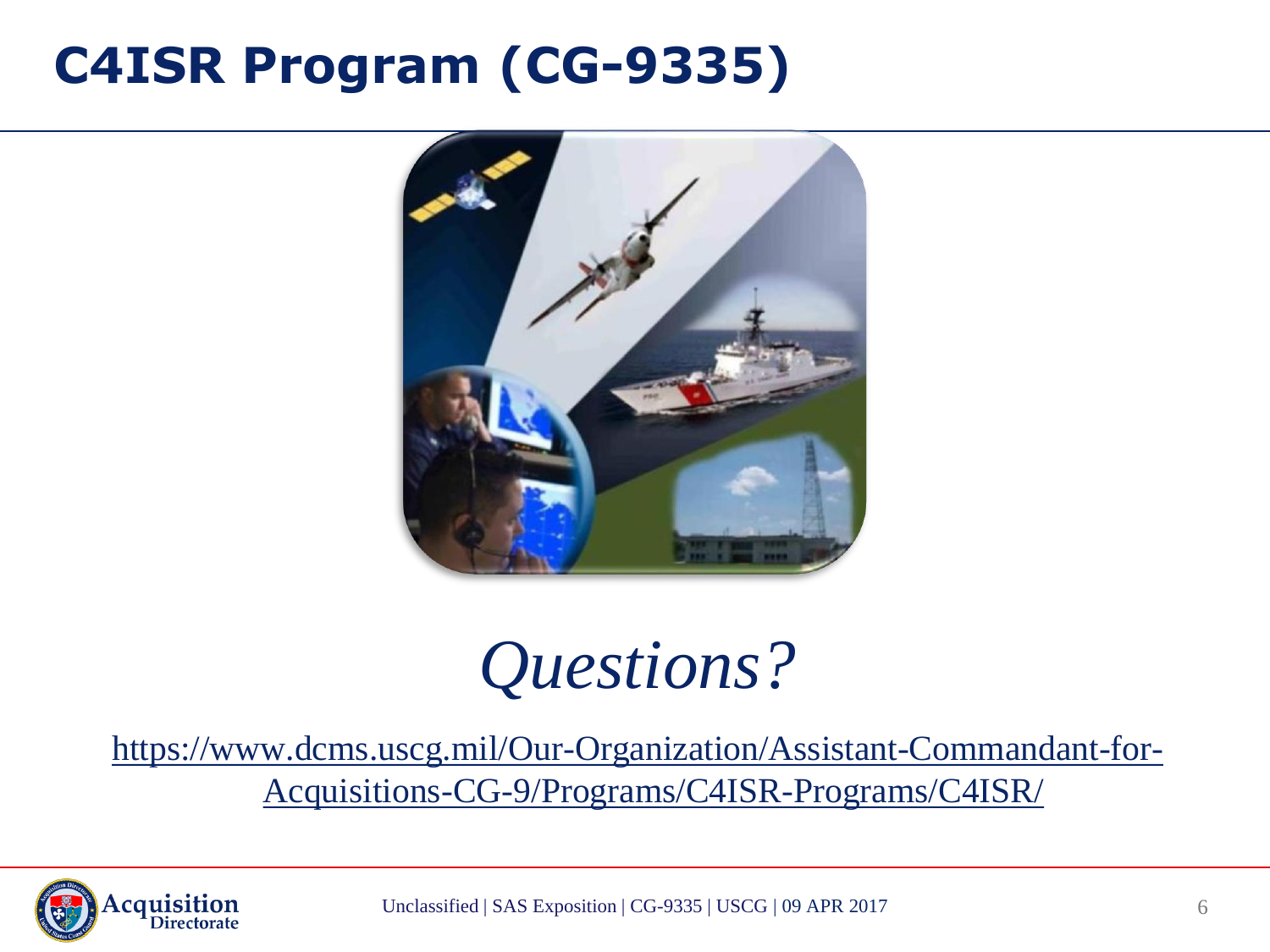# C4ISR Program (CG-9335)

*Questions?*

https://www.dcms.uscg.mil/Our-Organization/Assistant-Commandant-for-Acquisitions-CG-9/Programs/C4ISR-Programs/C4ISR/